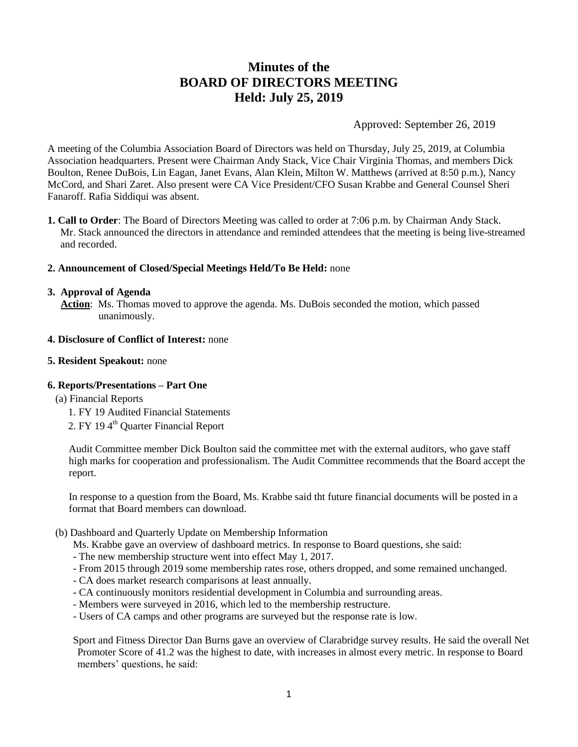# Minutes of the BOARD OF DIRECTORS MEETING Held: July 25, 2019

Approved: September 26, 2019

A meeting of the Columbia Association Board of Directors was held on Thursday, July 25, 2019, at Columbia Association headquarters. Present were Chairman Andy Stack, Vice Chair Virginia Thomas, and members Dick Boulton, Renee DuBois, Lin Eagan, Janet Evans, Alan Klein, Milton W. Matthews (arrived at 8:50 p.m.), Nancy McCord, and Shari Zaret. Also present were CA Vice President/CFO Susan Krabbe and General Counsel Sheri Fanaroff. Rafia Siddiqui was absent.

**1. Call to Order**: The Board of Directors Meeting was called to order at 7:06 p.m. by Chairman Andy Stack. Mr. Stack announced the directors in attendance and reminded attendees that the meeting is being live-streamed and recorded.

**2. Announcement of Closed/Special Meetings Held/To Be Held:** none

**3. Approval of Agenda**

**Action**: Ms. Thomas moved to approve the agenda. Ms. DuBois seconded the motion, which passed unanimously.

**4. Disclosure of Conflict of Interest:** none

**5. Resident Speakout:** none

**6. Reports/Presentations – Part One**

(a) Financial Reports

1. FY 19 Audited Financial Statements
2. FY 19 4th Quarter Financial Report

Audit Committee member Dick Boulton said the committee met with the external auditors, who gave staff high marks for cooperation and professionalism. The Audit Committee recommends that the Board accept the report.

In response to a question from the Board, Ms. Krabbe said tht future financial documents will be posted in a format that Board members can download.

(b) Dashboard and Quarterly Update on Membership Information

Ms. Krabbe gave an overview of dashboard metrics. In response to Board questions, she said:

- The new membership structure went into effect May 1, 2017.
- From 2015 through 2019 some membership rates rose, others dropped, and some remained unchanged.
- CA does market research comparisons at least annually.
- CA continuously monitors residential development in Columbia and surrounding areas.
- Members were surveyed in 2016, which led to the membership restructure.
- Users of CA camps and other programs are surveyed but the response rate is low.

Sport and Fitness Director Dan Burns gave an overview of Clarabridge survey results. He said the overall Net Promoter Score of 41.2 was the highest to date, with increases in almost every metric. In response to Board members' questions, he said: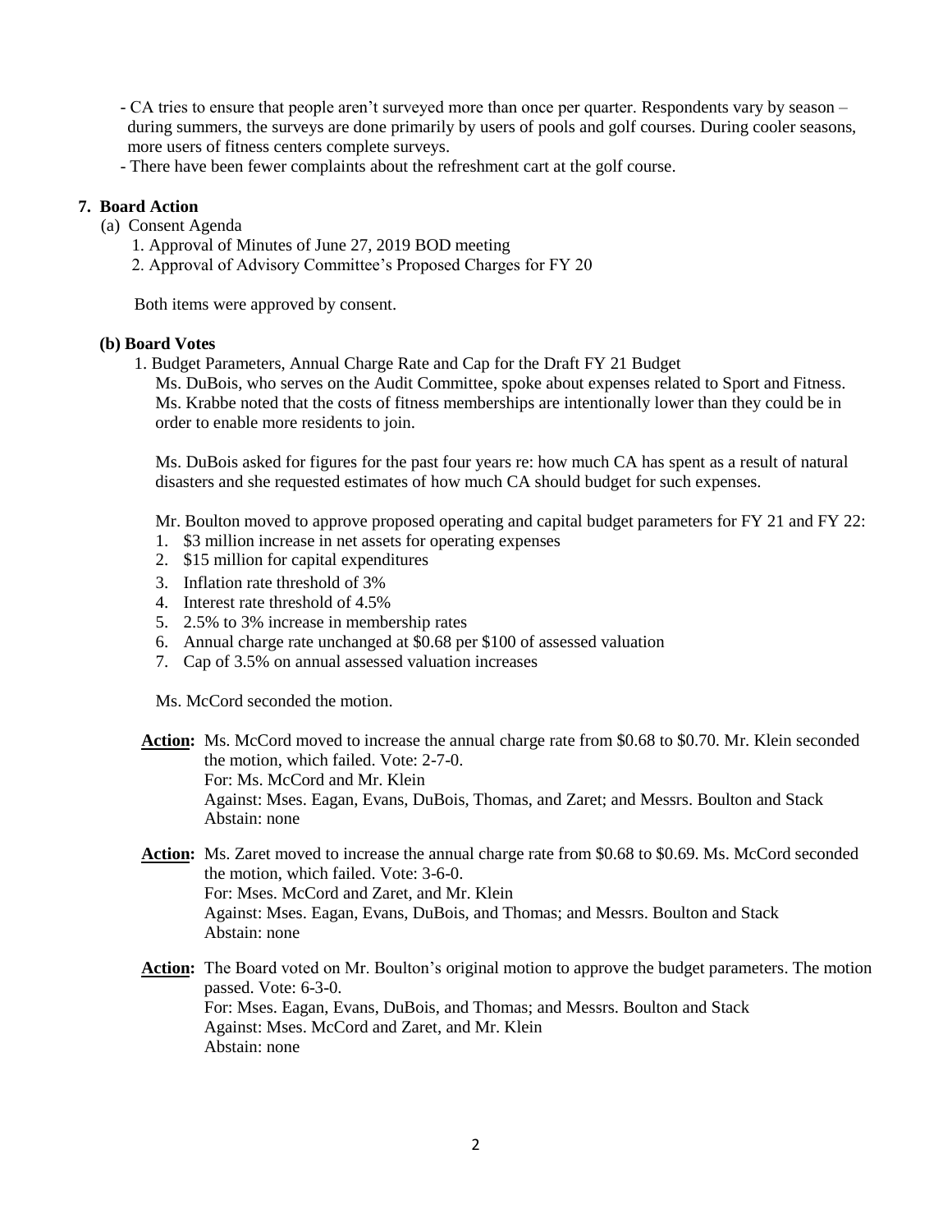- CA tries to ensure that people aren't surveyed more than once per quarter. Respondents vary by season – during summers, the surveys are done primarily by users of pools and golf courses. During cooler seasons, more users of fitness centers complete surveys.
- There have been fewer complaints about the refreshment cart at the golf course.

**7. Board Action**

(a) Consent Agenda

1. Approval of Minutes of June 27, 2019 BOD meeting
2. Approval of Advisory Committee's Proposed Charges for FY 20

Both items were approved by consent.

**(b) Board Votes**

1. Budget Parameters, Annual Charge Rate and Cap for the Draft FY 21 Budget

Ms. DuBois, who serves on the Audit Committee, spoke about expenses related to Sport and Fitness. Ms. Krabbe noted that the costs of fitness memberships are intentionally lower than they could be in order to enable more residents to join.

Ms. DuBois asked for figures for the past four years re: how much CA has spent as a result of natural disasters and she requested estimates of how much CA should budget for such expenses.

Mr. Boulton moved to approve proposed operating and capital budget parameters for FY 21 and FY 22:

1. $3 million increase in net assets for operating expenses
2. $15 million for capital expenditures
3. Inflation rate threshold of 3%
4. Interest rate threshold of 4.5%
5. 2.5% to 3% increase in membership rates
6. Annual charge rate unchanged at $0.68 per $100 of assessed valuation
7. Cap of 3.5% on annual assessed valuation increases

Ms. McCord seconded the motion.

**Action:** Ms. McCord moved to increase the annual charge rate from $0.68 to $0.70. Mr. Klein seconded the motion, which failed. Vote: 2-7-0.
For: Ms. McCord and Mr. Klein
Against: Mses. Eagan, Evans, DuBois, Thomas, and Zaret; and Messrs. Boulton and Stack
Abstain: none

**Action:** Ms. Zaret moved to increase the annual charge rate from $0.68 to $0.69. Ms. McCord seconded the motion, which failed. Vote: 3-6-0.
For: Mses. McCord and Zaret, and Mr. Klein
Against: Mses. Eagan, Evans, DuBois, and Thomas; and Messrs. Boulton and Stack
Abstain: none

**Action:** The Board voted on Mr. Boulton's original motion to approve the budget parameters. The motion passed. Vote: 6-3-0.
For: Mses. Eagan, Evans, DuBois, and Thomas; and Messrs. Boulton and Stack
Against: Mses. McCord and Zaret, and Mr. Klein
Abstain: none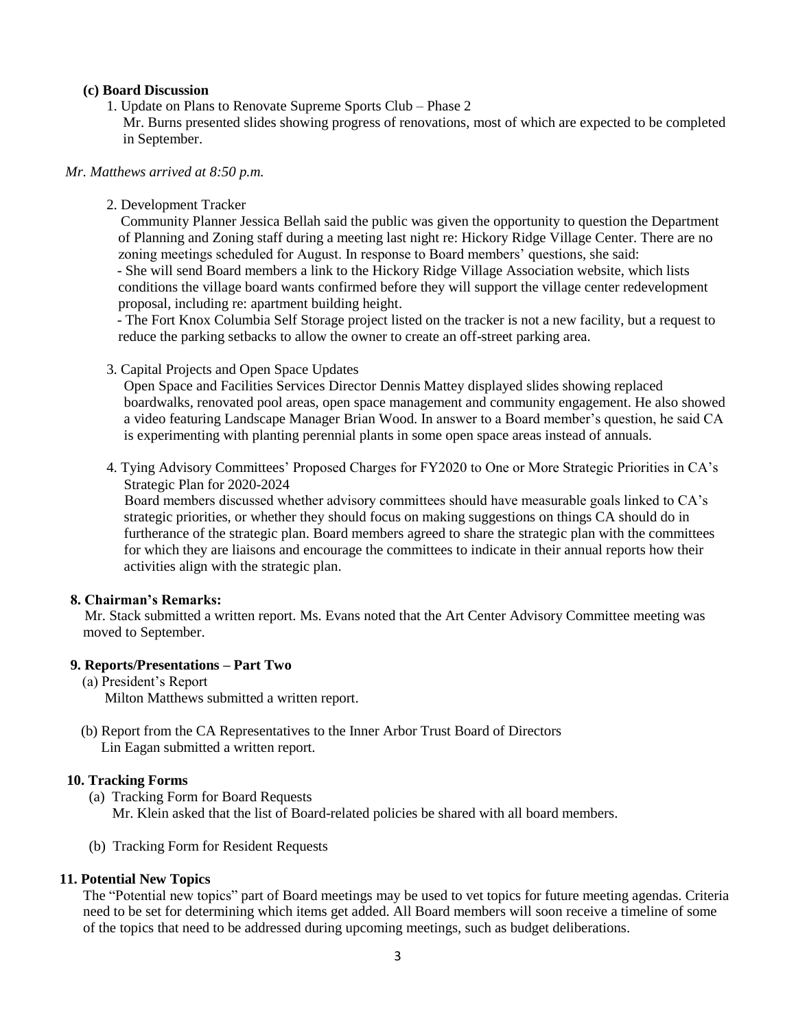**(c) Board Discussion**

1. Update on Plans to Renovate Supreme Sports Club – Phase 2

   Mr. Burns presented slides showing progress of renovations, most of which are expected to be completed in September.

*Mr. Matthews arrived at 8:50 p.m.*

2. Development Tracker

   Community Planner Jessica Bellah said the public was given the opportunity to question the Department of Planning and Zoning staff during a meeting last night re: Hickory Ridge Village Center. There are no zoning meetings scheduled for August. In response to Board members' questions, she said:

   - She will send Board members a link to the Hickory Ridge Village Association website, which lists conditions the village board wants confirmed before they will support the village center redevelopment proposal, including re: apartment building height.
   - The Fort Knox Columbia Self Storage project listed on the tracker is not a new facility, but a request to reduce the parking setbacks to allow the owner to create an off-street parking area.

3. Capital Projects and Open Space Updates

   Open Space and Facilities Services Director Dennis Mattey displayed slides showing replaced boardwalks, renovated pool areas, open space management and community engagement. He also showed a video featuring Landscape Manager Brian Wood. In answer to a Board member's question, he said CA is experimenting with planting perennial plants in some open space areas instead of annuals.

4. Tying Advisory Committees' Proposed Charges for FY2020 to One or More Strategic Priorities in CA's Strategic Plan for 2020-2024

   Board members discussed whether advisory committees should have measurable goals linked to CA's strategic priorities, or whether they should focus on making suggestions on things CA should do in furtherance of the strategic plan. Board members agreed to share the strategic plan with the committees for which they are liaisons and encourage the committees to indicate in their annual reports how their activities align with the strategic plan.

**8. Chairman's Remarks:**

Mr. Stack submitted a written report. Ms. Evans noted that the Art Center Advisory Committee meeting was moved to September.

**9. Reports/Presentations – Part Two**

(a) President's Report

Milton Matthews submitted a written report.

(b) Report from the CA Representatives to the Inner Arbor Trust Board of Directors

Lin Eagan submitted a written report.

**10. Tracking Forms**

(a) Tracking Form for Board Requests

Mr. Klein asked that the list of Board-related policies be shared with all board members.

(b) Tracking Form for Resident Requests

**11. Potential New Topics**

The "Potential new topics" part of Board meetings may be used to vet topics for future meeting agendas. Criteria need to be set for determining which items get added. All Board members will soon receive a timeline of some of the topics that need to be addressed during upcoming meetings, such as budget deliberations.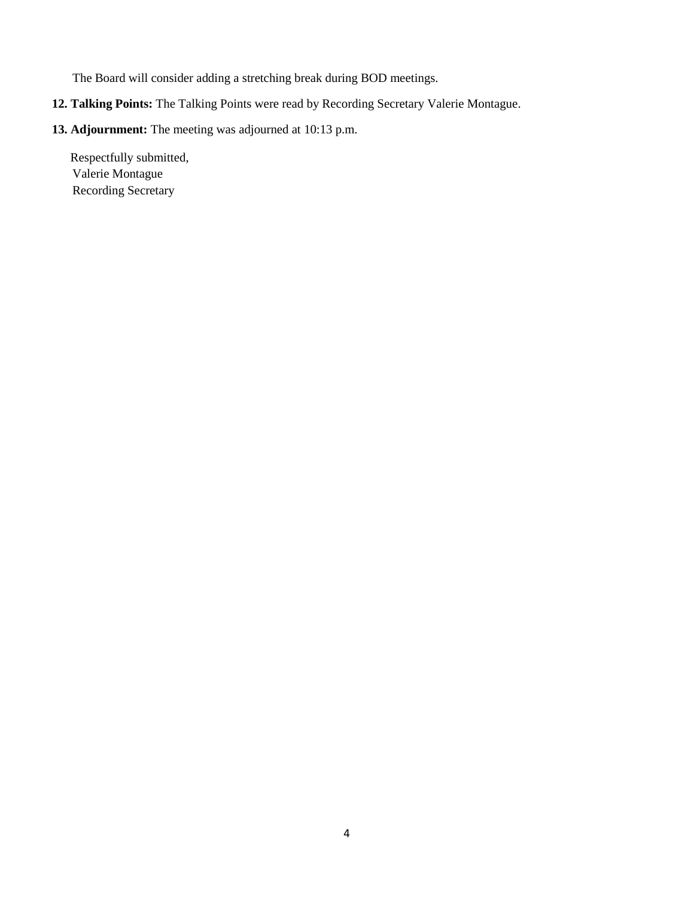The Board will consider adding a stretching break during BOD meetings.

**12. Talking Points:** The Talking Points were read by Recording Secretary Valerie Montague.

**13. Adjournment:** The meeting was adjourned at 10:13 p.m.

Respectfully submitted,
Valerie Montague
Recording Secretary